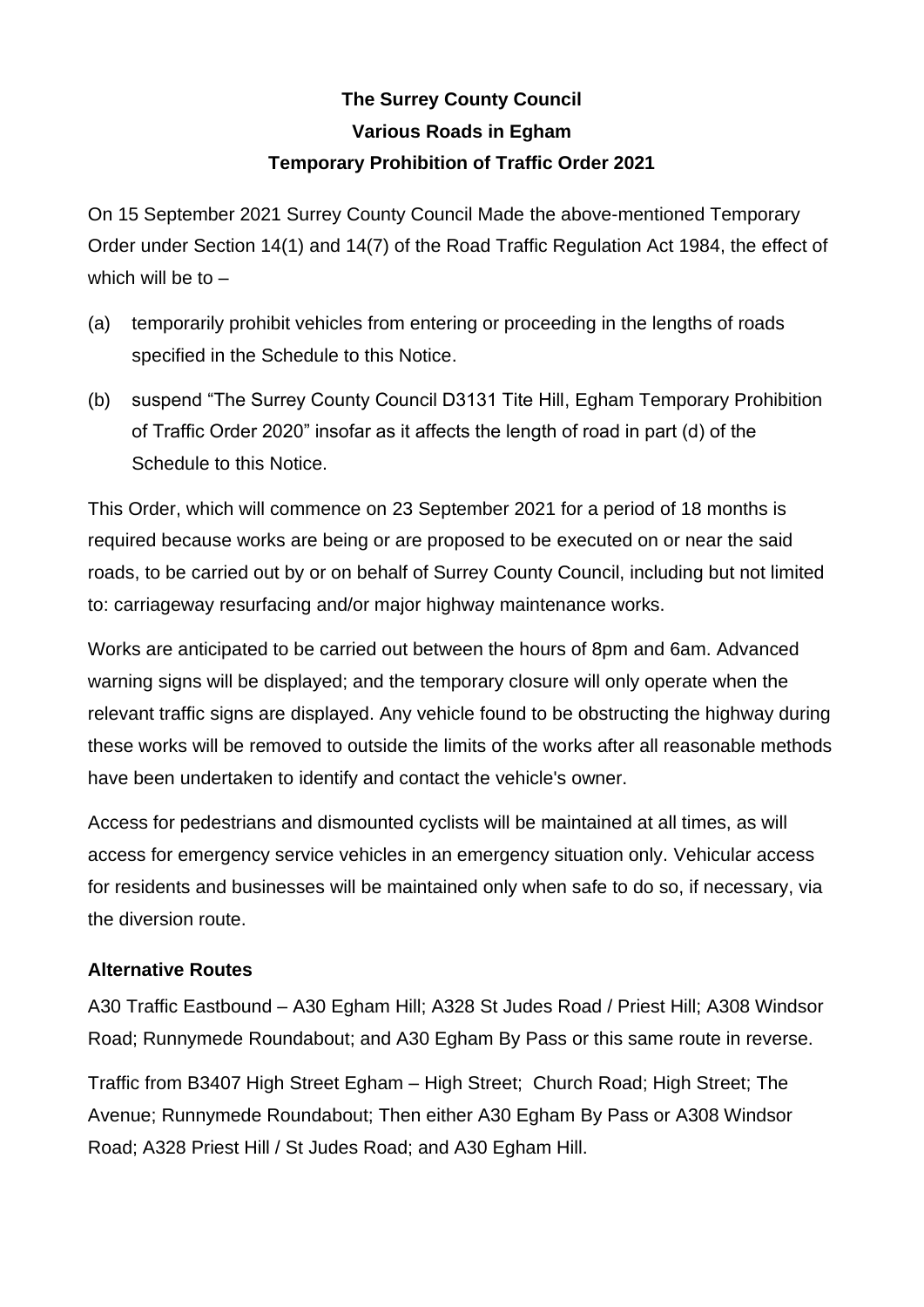# The Surrey County Council
## Various Roads in Egham
## Temporary Prohibition of Traffic Order 2021

On 15 September 2021 Surrey County Council Made the above-mentioned Temporary Order under Section 14(1) and 14(7) of the Road Traffic Regulation Act 1984, the effect of which will be to –

(a) temporarily prohibit vehicles from entering or proceeding in the lengths of roads specified in the Schedule to this Notice.

(b) suspend "The Surrey County Council D3131 Tite Hill, Egham Temporary Prohibition of Traffic Order 2020" insofar as it affects the length of road in part (d) of the Schedule to this Notice.

This Order, which will commence on 23 September 2021 for a period of 18 months is required because works are being or are proposed to be executed on or near the said roads, to be carried out by or on behalf of Surrey County Council, including but not limited to: carriageway resurfacing and/or major highway maintenance works.

Works are anticipated to be carried out between the hours of 8pm and 6am. Advanced warning signs will be displayed; and the temporary closure will only operate when the relevant traffic signs are displayed. Any vehicle found to be obstructing the highway during these works will be removed to outside the limits of the works after all reasonable methods have been undertaken to identify and contact the vehicle's owner.

Access for pedestrians and dismounted cyclists will be maintained at all times, as will access for emergency service vehicles in an emergency situation only. Vehicular access for residents and businesses will be maintained only when safe to do so, if necessary, via the diversion route.

**Alternative Routes**

A30 Traffic Eastbound – A30 Egham Hill; A328 St Judes Road / Priest Hill; A308 Windsor Road; Runnymede Roundabout; and A30 Egham By Pass or this same route in reverse.

Traffic from B3407 High Street Egham – High Street; Church Road; High Street; The Avenue; Runnymede Roundabout; Then either A30 Egham By Pass or A308 Windsor Road; A328 Priest Hill / St Judes Road; and A30 Egham Hill.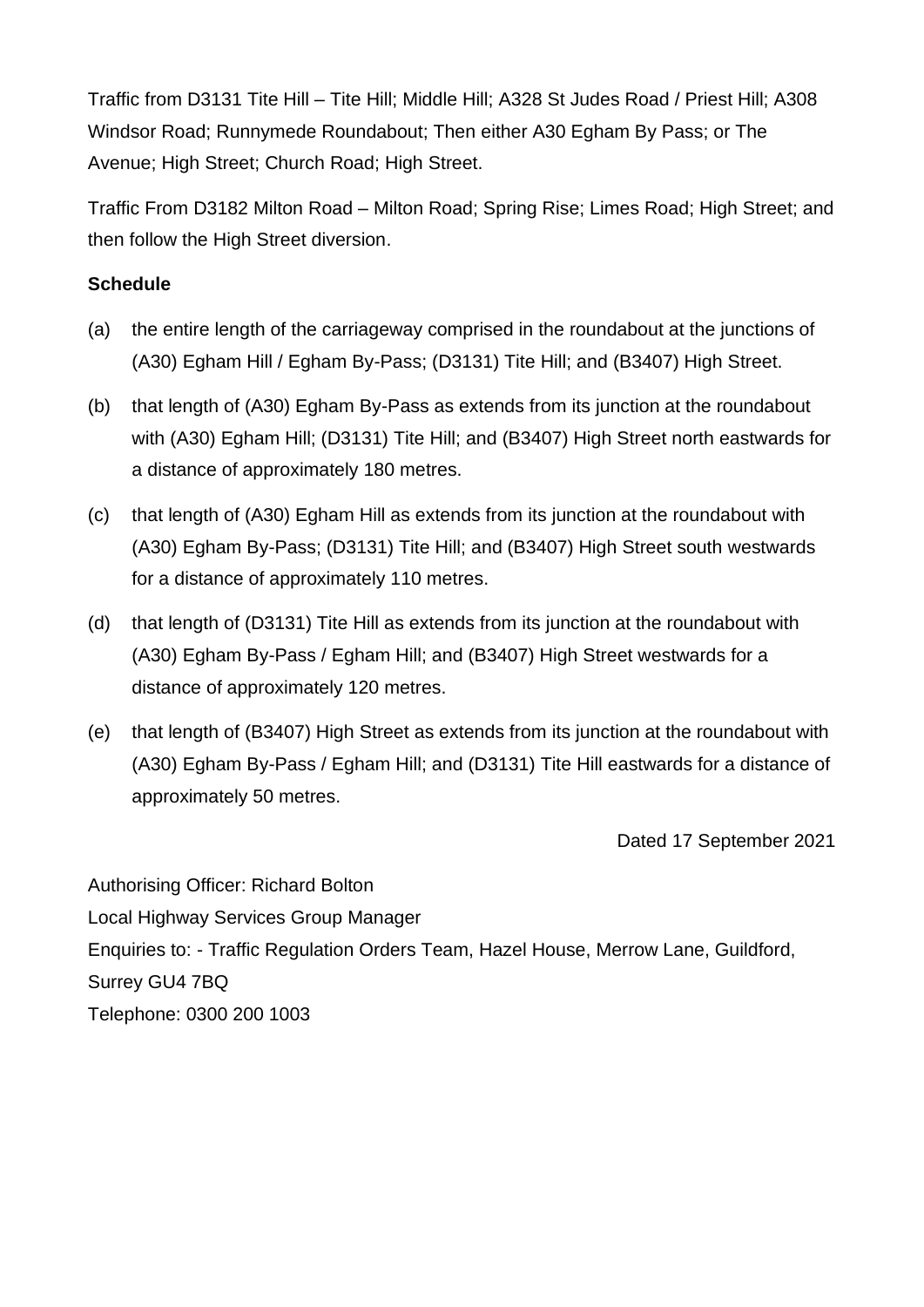Traffic from D3131 Tite Hill – Tite Hill; Middle Hill; A328 St Judes Road / Priest Hill; A308 Windsor Road; Runnymede Roundabout; Then either A30 Egham By Pass; or The Avenue; High Street; Church Road; High Street.

Traffic From D3182 Milton Road – Milton Road; Spring Rise; Limes Road; High Street; and then follow the High Street diversion.

**Schedule**

(a) the entire length of the carriageway comprised in the roundabout at the junctions of (A30) Egham Hill / Egham By-Pass; (D3131) Tite Hill; and (B3407) High Street.

(b) that length of (A30) Egham By-Pass as extends from its junction at the roundabout with (A30) Egham Hill; (D3131) Tite Hill; and (B3407) High Street north eastwards for a distance of approximately 180 metres.

(c) that length of (A30) Egham Hill as extends from its junction at the roundabout with (A30) Egham By-Pass; (D3131) Tite Hill; and (B3407) High Street south westwards for a distance of approximately 110 metres.

(d) that length of (D3131) Tite Hill as extends from its junction at the roundabout with (A30) Egham By-Pass / Egham Hill; and (B3407) High Street westwards for a distance of approximately 120 metres.

(e) that length of (B3407) High Street as extends from its junction at the roundabout with (A30) Egham By-Pass / Egham Hill; and (D3131) Tite Hill eastwards for a distance of approximately 50 metres.

Dated 17 September 2021

Authorising Officer: Richard Bolton

Local Highway Services Group Manager

Enquiries to: - Traffic Regulation Orders Team, Hazel House, Merrow Lane, Guildford, Surrey GU4 7BQ

Telephone: 0300 200 1003